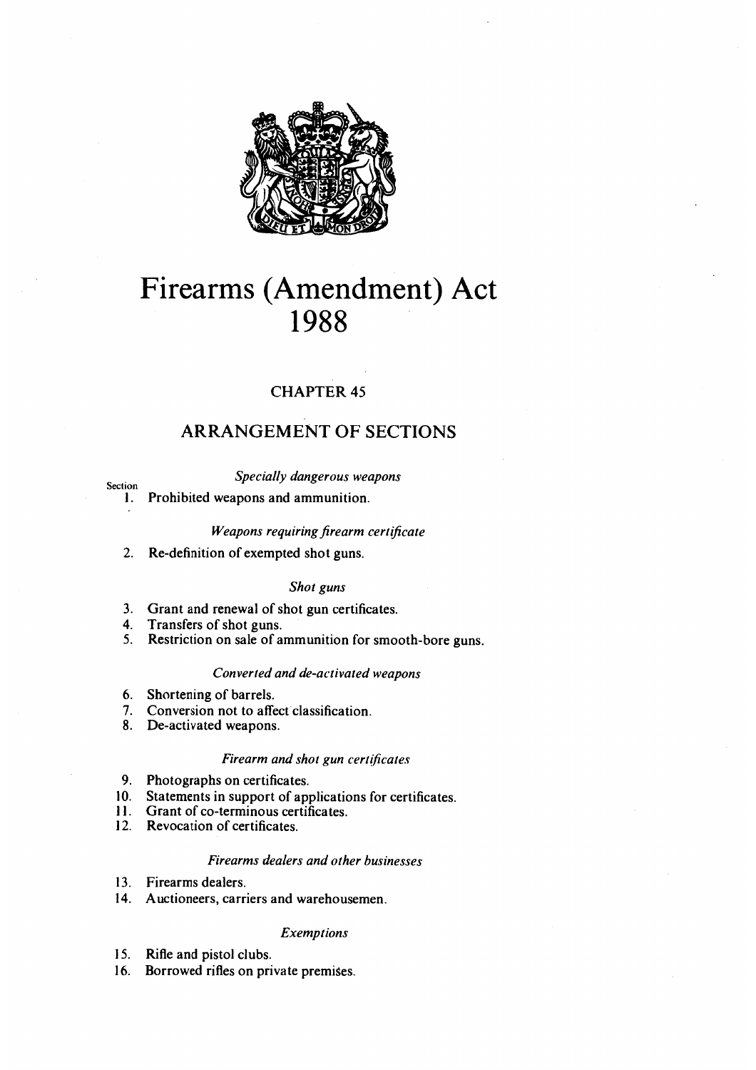# Firearms (Amendment) Act 1988

## CHAPTER 45

## ARRANGEMENT OF SECTIONS

*Specially dangerous weapons*

Section

1. Prohibited weapons and ammunition.

*Weapons requiring firearm certificate*

2. Re-definition of exempted shot guns.

*Shot guns*

3. Grant and renewal of shot gun certificates.
4. Transfers of shot guns.
5. Restriction on sale of ammunition for smooth-bore guns.

*Converted and de-activated weapons*

6. Shortening of barrels.
7. Conversion not to affect classification.
8. De-activated weapons.

*Firearm and shot gun certificates*

9. Photographs on certificates.
10. Statements in support of applications for certificates.
11. Grant of co-terminous certificates.
12. Revocation of certificates.

*Firearms dealers and other businesses*

13. Firearms dealers.
14. Auctioneers, carriers and warehousemen.

*Exemptions*

15. Rifle and pistol clubs.
16. Borrowed rifles on private premises.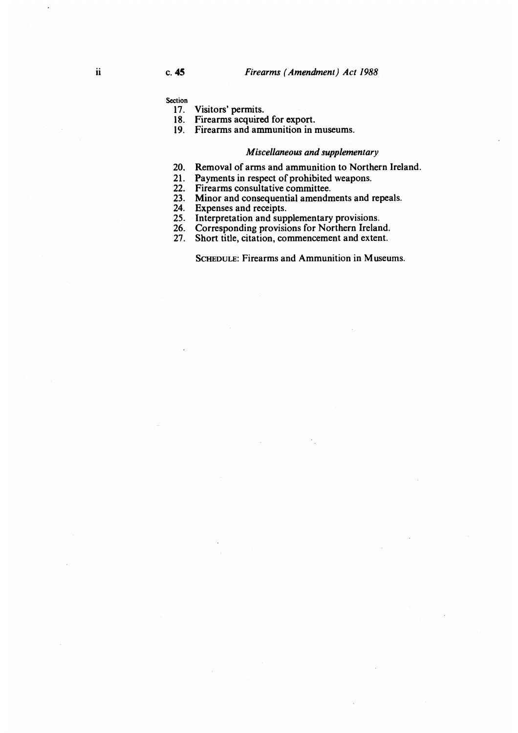Section

17. Visitors' permits.
18. Firearms acquired for export.
19. Firearms and ammunition in museums.

*Miscellaneous and supplementary*

20. Removal of arms and ammunition to Northern Ireland.
21. Payments in respect of prohibited weapons.
22. Firearms consultative committee.
23. Minor and consequential amendments and repeals.
24. Expenses and receipts.
25. Interpretation and supplementary provisions.
26. Corresponding provisions for Northern Ireland.
27. Short title, citation, commencement and extent.

SCHEDULE: Firearms and Ammunition in Museums.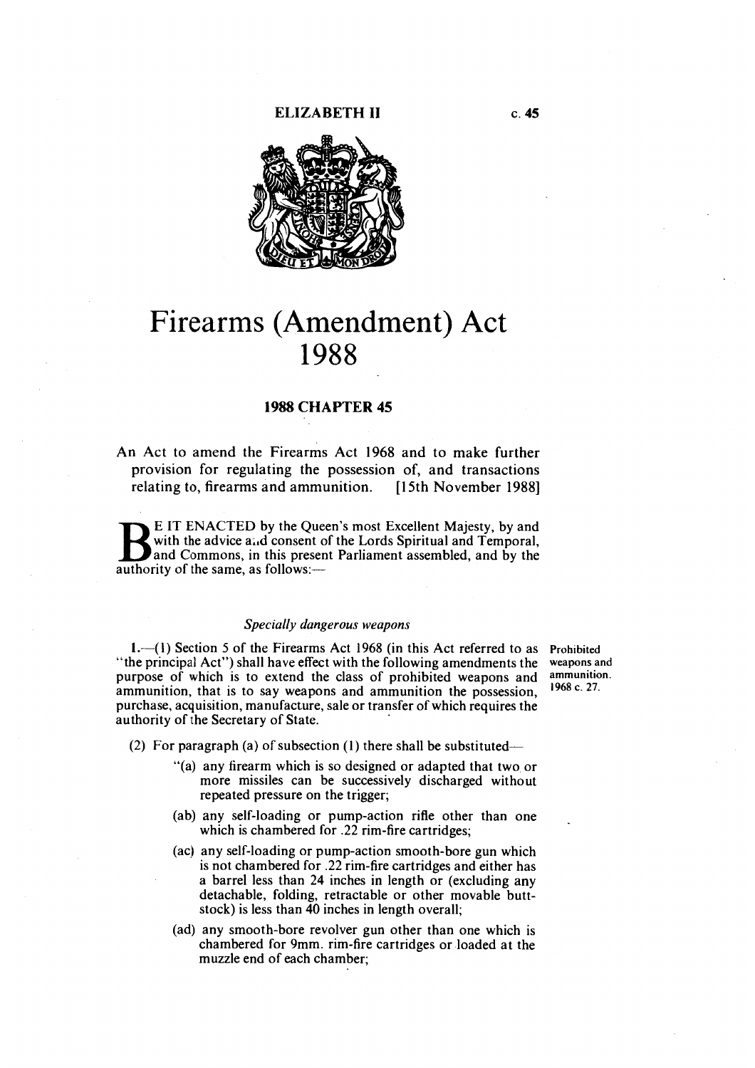ELIZABETH II c. 45

# Firearms (Amendment) Act 1988

## 1988 CHAPTER 45

An Act to amend the Firearms Act 1968 and to make further provision for regulating the possession of, and transactions relating to, firearms and ammunition. [15th November 1988]

BE IT ENACTED by the Queen's most Excellent Majesty, by and with the advice and consent of the Lords Spiritual and Temporal, and Commons, in this present Parliament assembled, and by the authority of the same, as follows:—

### *Specially dangerous weapons*

**Prohibited weapons and ammunition. 1968 c. 27.**

1.—(1) Section 5 of the Firearms Act 1968 (in this Act referred to as "the principal Act") shall have effect with the following amendments the purpose of which is to extend the class of prohibited weapons and ammunition, that is to say weapons and ammunition the possession, purchase, acquisition, manufacture, sale or transfer of which requires the authority of the Secretary of State.

(2) For paragraph (a) of subsection (1) there shall be substituted—

"(a) any firearm which is so designed or adapted that two or more missiles can be successively discharged without repeated pressure on the trigger;

(ab) any self-loading or pump-action rifle other than one which is chambered for .22 rim-fire cartridges;

(ac) any self-loading or pump-action smooth-bore gun which is not chambered for .22 rim-fire cartridges and either has a barrel less than 24 inches in length or (excluding any detachable, folding, retractable or other movable butt-stock) is less than 40 inches in length overall;

(ad) any smooth-bore revolver gun other than one which is chambered for 9mm. rim-fire cartridges or loaded at the muzzle end of each chamber;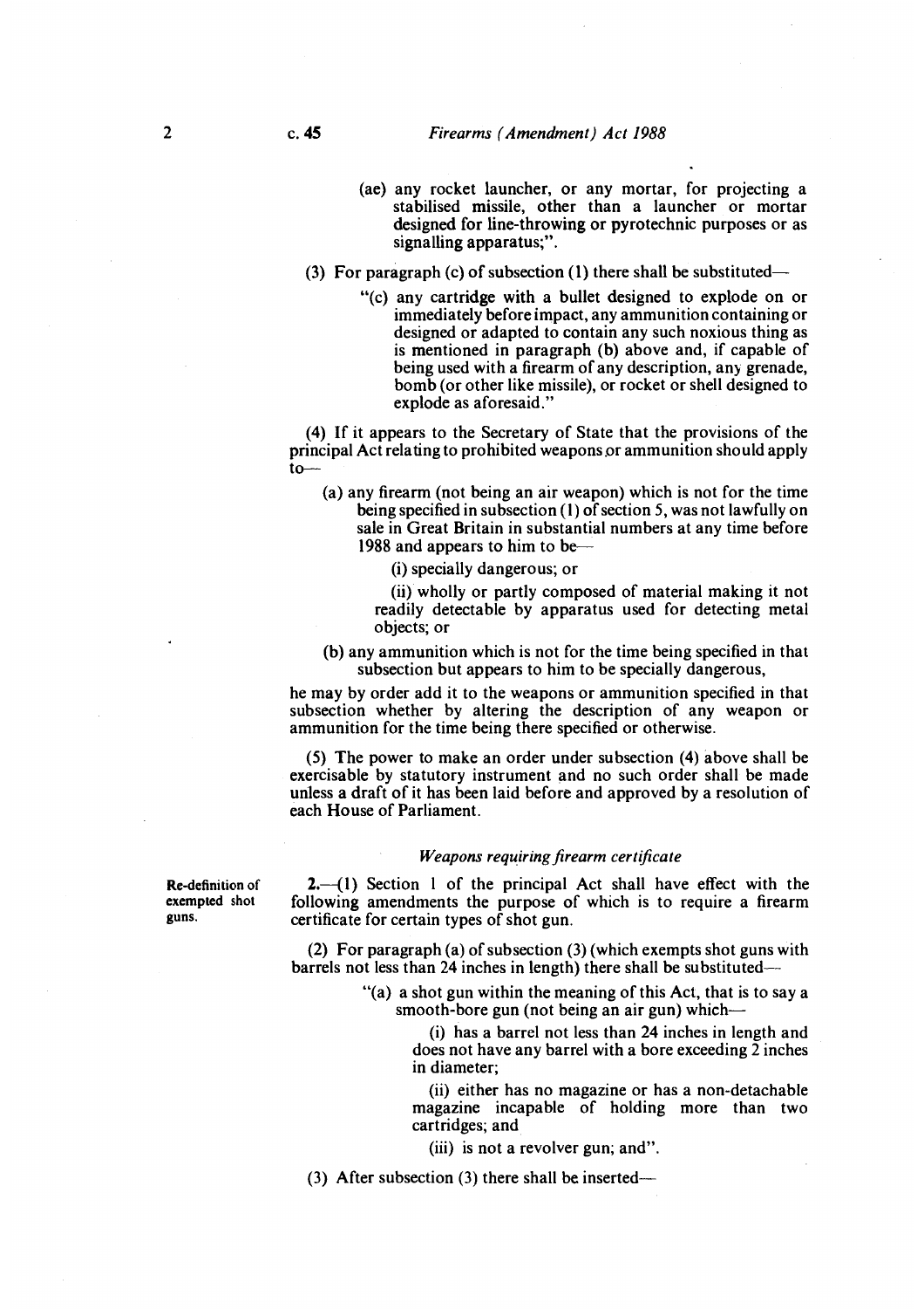(ae) any rocket launcher, or any mortar, for projecting a stabilised missile, other than a launcher or mortar designed for line-throwing or pyrotechnic purposes or as signalling apparatus;".

(3) For paragraph (c) of subsection (1) there shall be substituted—

"(c) any cartridge with a bullet designed to explode on or immediately before impact, any ammunition containing or designed or adapted to contain any such noxious thing as is mentioned in paragraph (b) above and, if capable of being used with a firearm of any description, any grenade, bomb (or other like missile), or rocket or shell designed to explode as aforesaid."

(4) If it appears to the Secretary of State that the provisions of the principal Act relating to prohibited weapons or ammunition should apply to—

(a) any firearm (not being an air weapon) which is not for the time being specified in subsection (1) of section 5, was not lawfully on sale in Great Britain in substantial numbers at any time before 1988 and appears to him to be—

(i) specially dangerous; or

(ii) wholly or partly composed of material making it not readily detectable by apparatus used for detecting metal objects; or

(b) any ammunition which is not for the time being specified in that subsection but appears to him to be specially dangerous,

he may by order add it to the weapons or ammunition specified in that subsection whether by altering the description of any weapon or ammunition for the time being there specified or otherwise.

(5) The power to make an order under subsection (4) above shall be exercisable by statutory instrument and no such order shall be made unless a draft of it has been laid before and approved by a resolution of each House of Parliament.

### *Weapons requiring firearm certificate*

**Re-definition of exempted shot guns.**

**2.**—(1) Section 1 of the principal Act shall have effect with the following amendments the purpose of which is to require a firearm certificate for certain types of shot gun.

(2) For paragraph (a) of subsection (3) (which exempts shot guns with barrels not less than 24 inches in length) there shall be substituted—

"(a) a shot gun within the meaning of this Act, that is to say a smooth-bore gun (not being an air gun) which—

(i) has a barrel not less than 24 inches in length and does not have any barrel with a bore exceeding 2 inches in diameter;

(ii) either has no magazine or has a non-detachable magazine incapable of holding more than two cartridges; and

(iii) is not a revolver gun; and".

(3) After subsection (3) there shall be inserted—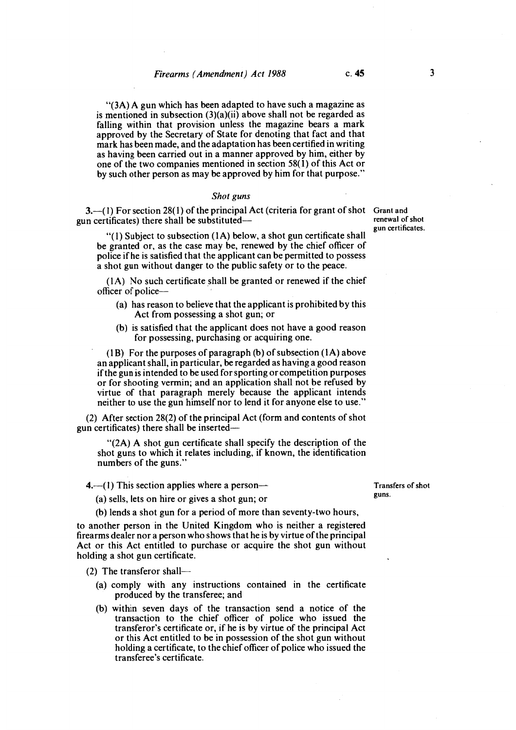"(3A) A gun which has been adapted to have such a magazine as is mentioned in subsection (3)(a)(ii) above shall not be regarded as falling within that provision unless the magazine bears a mark approved by the Secretary of State for denoting that fact and that mark has been made, and the adaptation has been certified in writing as having been carried out in a manner approved by him, either by one of the two companies mentioned in section 58(1) of this Act or by such other person as may be approved by him for that purpose."

*Shot guns*

Grant and renewal of shot gun certificates.

**3.**—(1) For section 28(1) of the principal Act (criteria for grant of shot gun certificates) there shall be substituted—

"(1) Subject to subsection (1A) below, a shot gun certificate shall be granted or, as the case may be, renewed by the chief officer of police if he is satisfied that the applicant can be permitted to possess a shot gun without danger to the public safety or to the peace.

(1A) No such certificate shall be granted or renewed if the chief officer of police—

- (a) has reason to believe that the applicant is prohibited by this Act from possessing a shot gun; or
- (b) is satisfied that the applicant does not have a good reason for possessing, purchasing or acquiring one.

(1B) For the purposes of paragraph (b) of subsection (1A) above an applicant shall, in particular, be regarded as having a good reason if the gun is intended to be used for sporting or competition purposes or for shooting vermin; and an application shall not be refused by virtue of that paragraph merely because the applicant intends neither to use the gun himself nor to lend it for anyone else to use."

(2) After section 28(2) of the principal Act (form and contents of shot gun certificates) there shall be inserted—

"(2A) A shot gun certificate shall specify the description of the shot guns to which it relates including, if known, the identification numbers of the guns."

Transfers of shot guns.

**4.**—(1) This section applies where a person—

- (a) sells, lets on hire or gives a shot gun; or
- (b) lends a shot gun for a period of more than seventy-two hours,

to another person in the United Kingdom who is neither a registered firearms dealer nor a person who shows that he is by virtue of the principal Act or this Act entitled to purchase or acquire the shot gun without holding a shot gun certificate.

(2) The transferor shall—

- (a) comply with any instructions contained in the certificate produced by the transferee; and
- (b) within seven days of the transaction send a notice of the transaction to the chief officer of police who issued the transferor's certificate or, if he is by virtue of the principal Act or this Act entitled to be in possession of the shot gun without holding a certificate, to the chief officer of police who issued the transferee's certificate.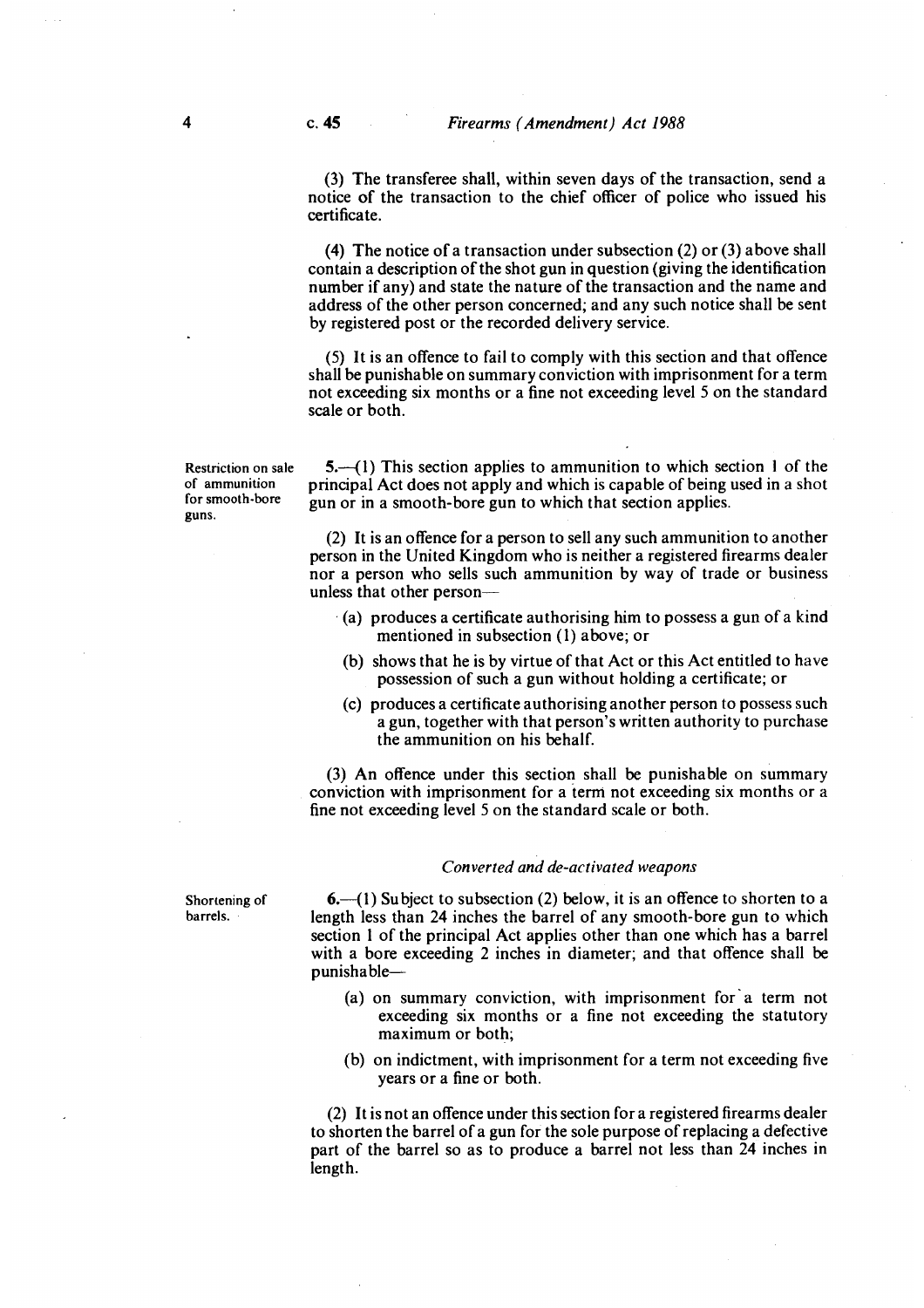(3) The transferee shall, within seven days of the transaction, send a notice of the transaction to the chief officer of police who issued his certificate.

(4) The notice of a transaction under subsection (2) or (3) above shall contain a description of the shot gun in question (giving the identification number if any) and state the nature of the transaction and the name and address of the other person concerned; and any such notice shall be sent by registered post or the recorded delivery service.

(5) It is an offence to fail to comply with this section and that offence shall be punishable on summary conviction with imprisonment for a term not exceeding six months or a fine not exceeding level 5 on the standard scale or both.

Restriction on sale of ammunition for smooth-bore guns.

**5.**—(1) This section applies to ammunition to which section 1 of the principal Act does not apply and which is capable of being used in a shot gun or in a smooth-bore gun to which that section applies.

(2) It is an offence for a person to sell any such ammunition to another person in the United Kingdom who is neither a registered firearms dealer nor a person who sells such ammunition by way of trade or business unless that other person—

- (a) produces a certificate authorising him to possess a gun of a kind mentioned in subsection (1) above; or
- (b) shows that he is by virtue of that Act or this Act entitled to have possession of such a gun without holding a certificate; or
- (c) produces a certificate authorising another person to possess such a gun, together with that person's written authority to purchase the ammunition on his behalf.

(3) An offence under this section shall be punishable on summary conviction with imprisonment for a term not exceeding six months or a fine not exceeding level 5 on the standard scale or both.

### *Converted and de-activated weapons*

Shortening of barrels.

**6.**—(1) Subject to subsection (2) below, it is an offence to shorten to a length less than 24 inches the barrel of any smooth-bore gun to which section 1 of the principal Act applies other than one which has a barrel with a bore exceeding 2 inches in diameter; and that offence shall be punishable—

- (a) on summary conviction, with imprisonment for a term not exceeding six months or a fine not exceeding the statutory maximum or both;
- (b) on indictment, with imprisonment for a term not exceeding five years or a fine or both.

(2) It is not an offence under this section for a registered firearms dealer to shorten the barrel of a gun for the sole purpose of replacing a defective part of the barrel so as to produce a barrel not less than 24 inches in length.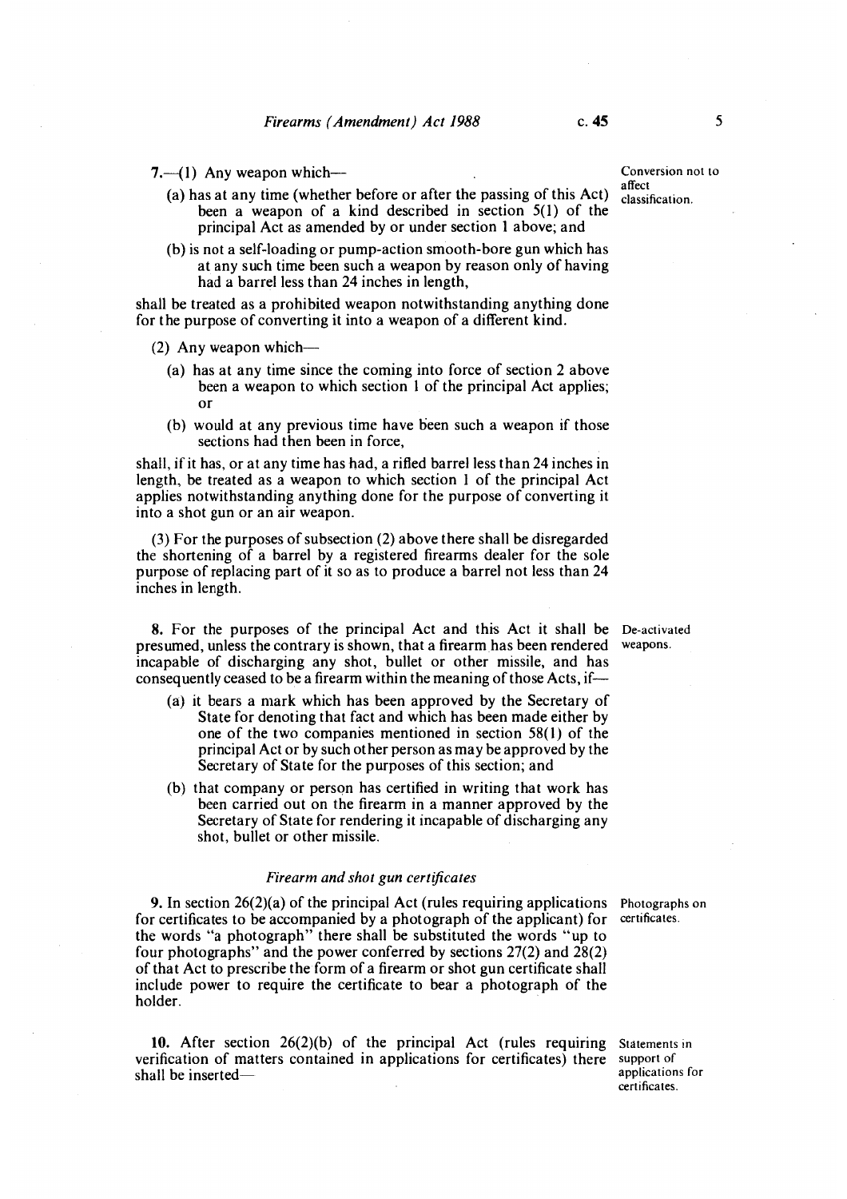**7.**—(1) Any weapon which—

(a) has at any time (whether before or after the passing of this Act) been a weapon of a kind described in section 5(1) of the principal Act as amended by or under section 1 above; and

(b) is not a self-loading or pump-action smooth-bore gun which has at any such time been such a weapon by reason only of having had a barrel less than 24 inches in length,

shall be treated as a prohibited weapon notwithstanding anything done for the purpose of converting it into a weapon of a different kind.

Conversion not to affect classification.

(2) Any weapon which—

(a) has at any time since the coming into force of section 2 above been a weapon to which section 1 of the principal Act applies; or

(b) would at any previous time have been such a weapon if those sections had then been in force,

shall, if it has, or at any time has had, a rifled barrel less than 24 inches in length, be treated as a weapon to which section 1 of the principal Act applies notwithstanding anything done for the purpose of converting it into a shot gun or an air weapon.

(3) For the purposes of subsection (2) above there shall be disregarded the shortening of a barrel by a registered firearms dealer for the sole purpose of replacing part of it so as to produce a barrel not less than 24 inches in length.

**8.** For the purposes of the principal Act and this Act it shall be presumed, unless the contrary is shown, that a firearm has been rendered incapable of discharging any shot, bullet or other missile, and has consequently ceased to be a firearm within the meaning of those Acts, if—

De-activated weapons.

(a) it bears a mark which has been approved by the Secretary of State for denoting that fact and which has been made either by one of the two companies mentioned in section 58(1) of the principal Act or by such other person as may be approved by the Secretary of State for the purposes of this section; and

(b) that company or person has certified in writing that work has been carried out on the firearm in a manner approved by the Secretary of State for rendering it incapable of discharging any shot, bullet or other missile.

### *Firearm and shot gun certificates*

**9.** In section 26(2)(a) of the principal Act (rules requiring applications for certificates to be accompanied by a photograph of the applicant) for the words "a photograph" there shall be substituted the words "up to four photographs" and the power conferred by sections 27(2) and 28(2) of that Act to prescribe the form of a firearm or shot gun certificate shall include power to require the certificate to bear a photograph of the holder.

Photographs on certificates.

**10.** After section 26(2)(b) of the principal Act (rules requiring verification of matters contained in applications for certificates) there shall be inserted—

Statements in support of applications for certificates.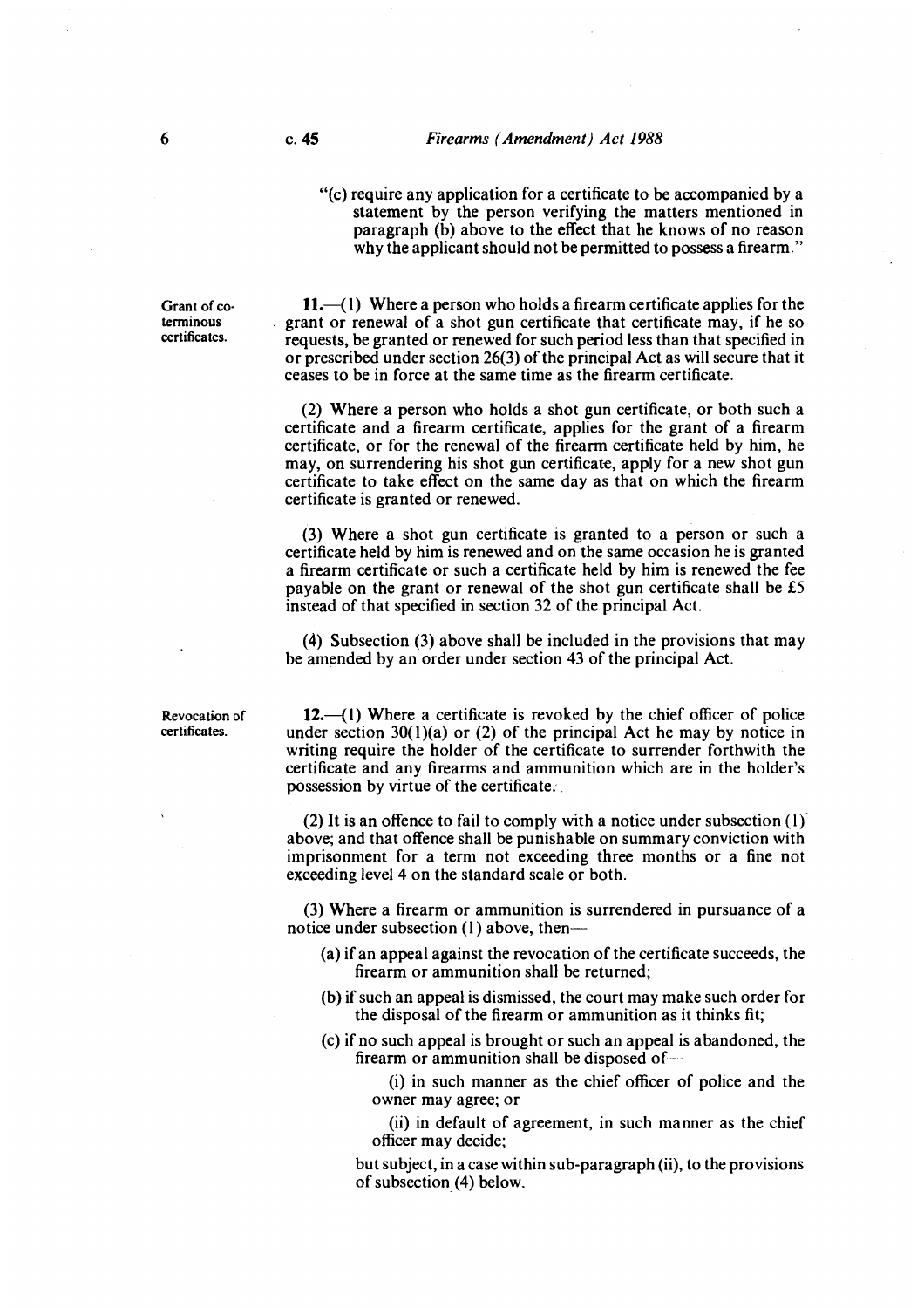"(c) require any application for a certificate to be accompanied by a statement by the person verifying the matters mentioned in paragraph (b) above to the effect that he knows of no reason why the applicant should not be permitted to possess a firearm."

Grant of co-terminous certificates.

**11.**—(1) Where a person who holds a firearm certificate applies for the grant or renewal of a shot gun certificate that certificate may, if he so requests, be granted or renewed for such period less than that specified in or prescribed under section 26(3) of the principal Act as will secure that it ceases to be in force at the same time as the firearm certificate.

(2) Where a person who holds a shot gun certificate, or both such a certificate and a firearm certificate, applies for the grant of a firearm certificate, or for the renewal of the firearm certificate held by him, he may, on surrendering his shot gun certificate, apply for a new shot gun certificate to take effect on the same day as that on which the firearm certificate is granted or renewed.

(3) Where a shot gun certificate is granted to a person or such a certificate held by him is renewed and on the same occasion he is granted a firearm certificate or such a certificate held by him is renewed the fee payable on the grant or renewal of the shot gun certificate shall be £5 instead of that specified in section 32 of the principal Act.

(4) Subsection (3) above shall be included in the provisions that may be amended by an order under section 43 of the principal Act.

Revocation of certificates.

**12.**—(1) Where a certificate is revoked by the chief officer of police under section 30(1)(a) or (2) of the principal Act he may by notice in writing require the holder of the certificate to surrender forthwith the certificate and any firearms and ammunition which are in the holder's possession by virtue of the certificate.

(2) It is an offence to fail to comply with a notice under subsection (1) above; and that offence shall be punishable on summary conviction with imprisonment for a term not exceeding three months or a fine not exceeding level 4 on the standard scale or both.

(3) Where a firearm or ammunition is surrendered in pursuance of a notice under subsection (1) above, then—

(a) if an appeal against the revocation of the certificate succeeds, the firearm or ammunition shall be returned;

(b) if such an appeal is dismissed, the court may make such order for the disposal of the firearm or ammunition as it thinks fit;

(c) if no such appeal is brought or such an appeal is abandoned, the firearm or ammunition shall be disposed of—

(i) in such manner as the chief officer of police and the owner may agree; or

(ii) in default of agreement, in such manner as the chief officer may decide;

but subject, in a case within sub-paragraph (ii), to the provisions of subsection (4) below.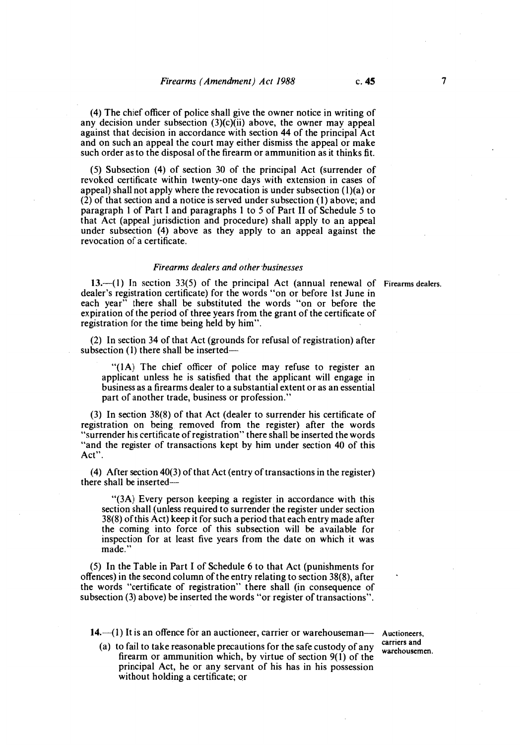(4) The chief officer of police shall give the owner notice in writing of any decision under subsection (3)(c)(ii) above, the owner may appeal against that decision in accordance with section 44 of the principal Act and on such an appeal the court may either dismiss the appeal or make such order as to the disposal of the firearm or ammunition as it thinks fit.

(5) Subsection (4) of section 30 of the principal Act (surrender of revoked certificate within twenty-one days with extension in cases of appeal) shall not apply where the revocation is under subsection (1)(a) or (2) of that section and a notice is served under subsection (1) above; and paragraph 1 of Part I and paragraphs 1 to 5 of Part II of Schedule 5 to that Act (appeal jurisdiction and procedure) shall apply to an appeal under subsection (4) above as they apply to an appeal against the revocation of a certificate.

### *Firearms dealers and other businesses*

Firearms dealers.

**13.**—(1) In section 33(5) of the principal Act (annual renewal of dealer's registration certificate) for the words "on or before 1st June in each year" there shall be substituted the words "on or before the expiration of the period of three years from the grant of the certificate of registration for the time being held by him".

(2) In section 34 of that Act (grounds for refusal of registration) after subsection (1) there shall be inserted—

> "(1A) The chief officer of police may refuse to register an applicant unless he is satisfied that the applicant will engage in business as a firearms dealer to a substantial extent or as an essential part of another trade, business or profession."

(3) In section 38(8) of that Act (dealer to surrender his certificate of registration on being removed from the register) after the words "surrender his certificate of registration" there shall be inserted the words "and the register of transactions kept by him under section 40 of this Act".

(4) After section 40(3) of that Act (entry of transactions in the register) there shall be inserted—

> "(3A) Every person keeping a register in accordance with this section shall (unless required to surrender the register under section 38(8) of this Act) keep it for such a period that each entry made after the coming into force of this subsection will be available for inspection for at least five years from the date on which it was made."

(5) In the Table in Part I of Schedule 6 to that Act (punishments for offences) in the second column of the entry relating to section 38(8), after the words "certificate of registration" there shall (in consequence of subsection (3) above) be inserted the words "or register of transactions".

Auctioneers, carriers and warehousemen.

**14.**—(1) It is an offence for an auctioneer, carrier or warehouseman—

(a) to fail to take reasonable precautions for the safe custody of any firearm or ammunition which, by virtue of section 9(1) of the principal Act, he or any servant of his has in his possession without holding a certificate; or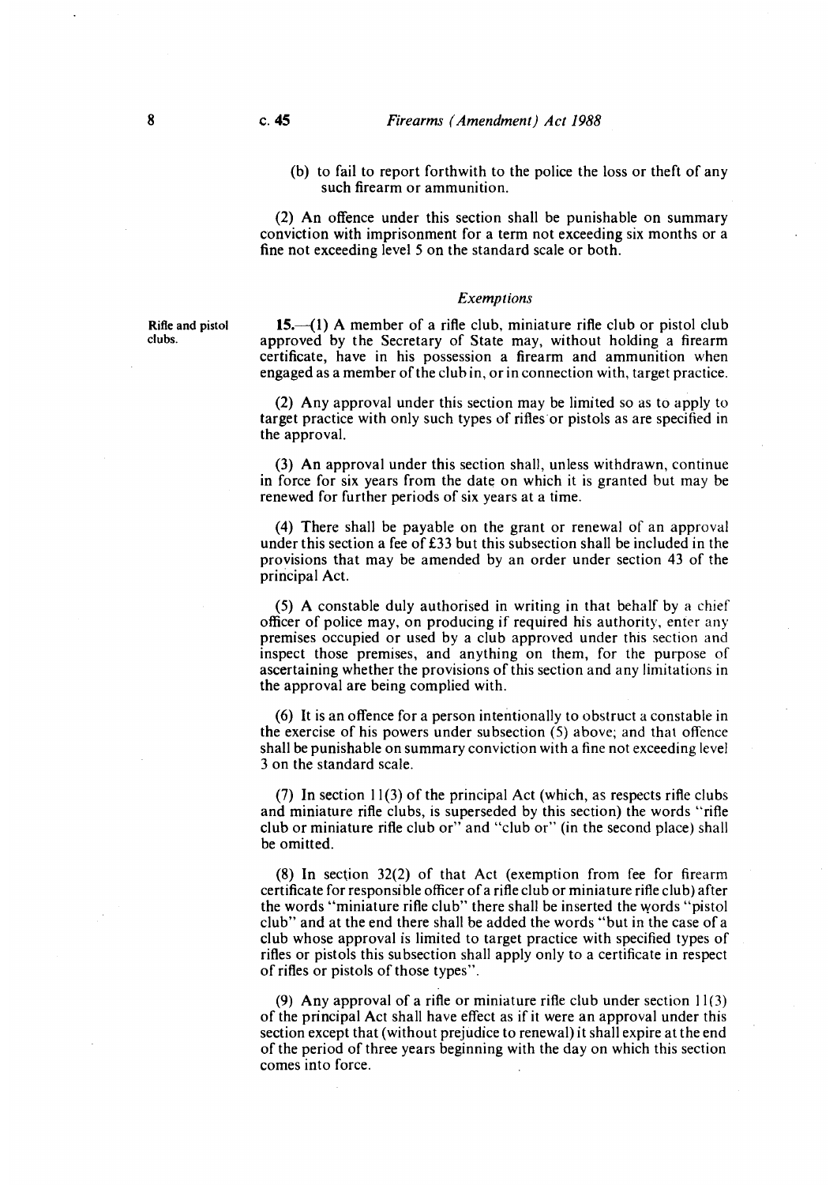(b) to fail to report forthwith to the police the loss or theft of any such firearm or ammunition.

(2) An offence under this section shall be punishable on summary conviction with imprisonment for a term not exceeding six months or a fine not exceeding level 5 on the standard scale or both.

*Exemptions*

**Rifle and pistol clubs.**

**15.**—(1) A member of a rifle club, miniature rifle club or pistol club approved by the Secretary of State may, without holding a firearm certificate, have in his possession a firearm and ammunition when engaged as a member of the club in, or in connection with, target practice.

(2) Any approval under this section may be limited so as to apply to target practice with only such types of rifles or pistols as are specified in the approval.

(3) An approval under this section shall, unless withdrawn, continue in force for six years from the date on which it is granted but may be renewed for further periods of six years at a time.

(4) There shall be payable on the grant or renewal of an approval under this section a fee of £33 but this subsection shall be included in the provisions that may be amended by an order under section 43 of the principal Act.

(5) A constable duly authorised in writing in that behalf by a chief officer of police may, on producing if required his authority, enter any premises occupied or used by a club approved under this section and inspect those premises, and anything on them, for the purpose of ascertaining whether the provisions of this section and any limitations in the approval are being complied with.

(6) It is an offence for a person intentionally to obstruct a constable in the exercise of his powers under subsection (5) above; and that offence shall be punishable on summary conviction with a fine not exceeding level 3 on the standard scale.

(7) In section 11(3) of the principal Act (which, as respects rifle clubs and miniature rifle clubs, is superseded by this section) the words "rifle club or miniature rifle club or" and "club or" (in the second place) shall be omitted.

(8) In section 32(2) of that Act (exemption from fee for firearm certificate for responsible officer of a rifle club or miniature rifle club) after the words "miniature rifle club" there shall be inserted the words "pistol club" and at the end there shall be added the words "but in the case of a club whose approval is limited to target practice with specified types of rifles or pistols this subsection shall apply only to a certificate in respect of rifles or pistols of those types".

(9) Any approval of a rifle or miniature rifle club under section 11(3) of the principal Act shall have effect as if it were an approval under this section except that (without prejudice to renewal) it shall expire at the end of the period of three years beginning with the day on which this section comes into force.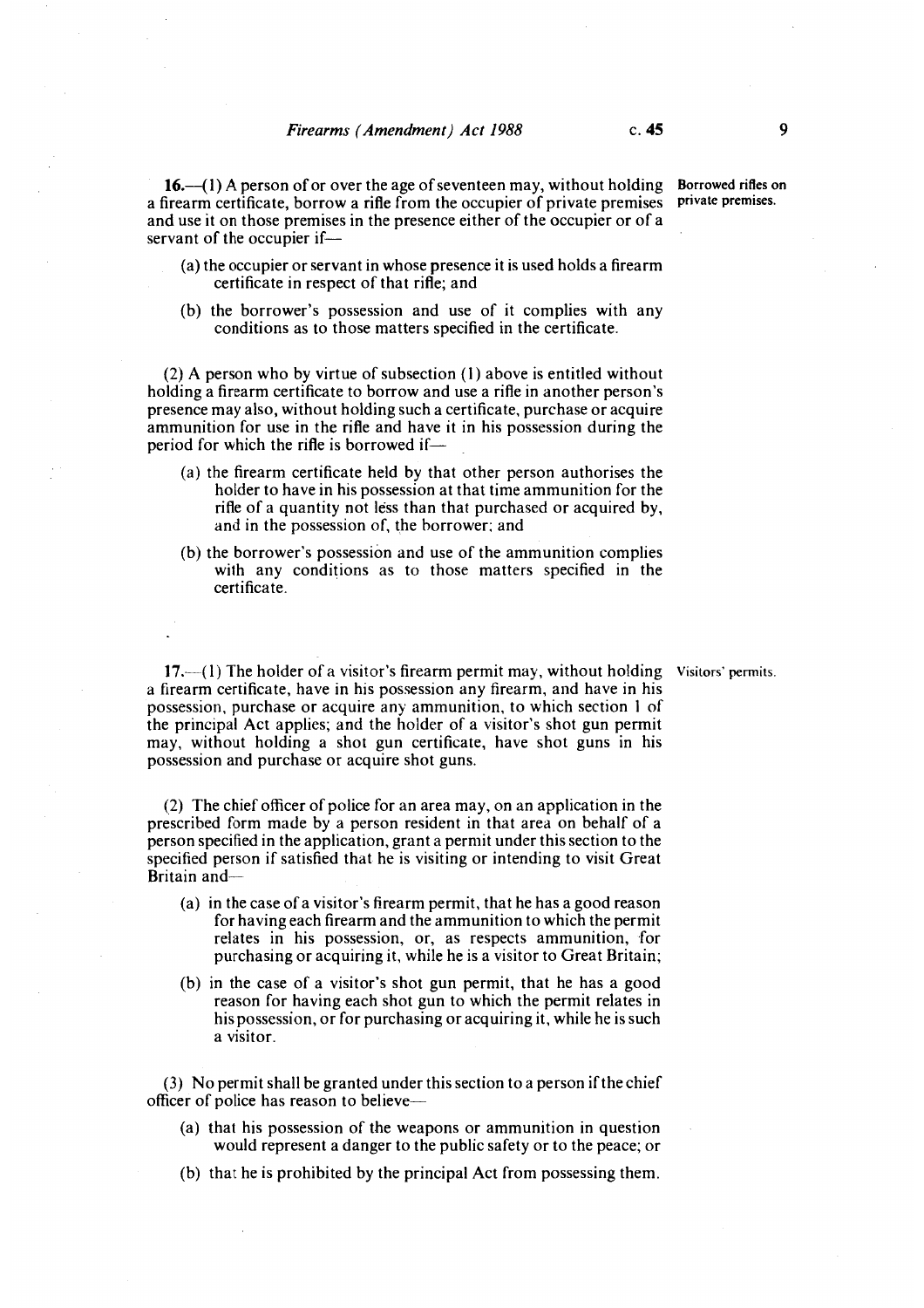**16.**—(1) A person of or over the age of seventeen may, without holding a firearm certificate, borrow a rifle from the occupier of private premises and use it on those premises in the presence either of the occupier or of a servant of the occupier if—

Borrowed rifles on private premises.

(a) the occupier or servant in whose presence it is used holds a firearm certificate in respect of that rifle; and

(b) the borrower's possession and use of it complies with any conditions as to those matters specified in the certificate.

(2) A person who by virtue of subsection (1) above is entitled without holding a firearm certificate to borrow and use a rifle in another person's presence may also, without holding such a certificate, purchase or acquire ammunition for use in the rifle and have it in his possession during the period for which the rifle is borrowed if—

(a) the firearm certificate held by that other person authorises the holder to have in his possession at that time ammunition for the rifle of a quantity not less than that purchased or acquired by, and in the possession of, the borrower; and

(b) the borrower's possession and use of the ammunition complies with any conditions as to those matters specified in the certificate.

**17.**—(1) The holder of a visitor's firearm permit may, without holding a firearm certificate, have in his possession any firearm, and have in his possession, purchase or acquire any ammunition, to which section 1 of the principal Act applies; and the holder of a visitor's shot gun permit may, without holding a shot gun certificate, have shot guns in his possession and purchase or acquire shot guns.

Visitors' permits.

(2) The chief officer of police for an area may, on an application in the prescribed form made by a person resident in that area on behalf of a person specified in the application, grant a permit under this section to the specified person if satisfied that he is visiting or intending to visit Great Britain and—

(a) in the case of a visitor's firearm permit, that he has a good reason for having each firearm and the ammunition to which the permit relates in his possession, or, as respects ammunition, for purchasing or acquiring it, while he is a visitor to Great Britain;

(b) in the case of a visitor's shot gun permit, that he has a good reason for having each shot gun to which the permit relates in his possession, or for purchasing or acquiring it, while he is such a visitor.

(3) No permit shall be granted under this section to a person if the chief officer of police has reason to believe—

(a) that his possession of the weapons or ammunition in question would represent a danger to the public safety or to the peace; or

(b) that he is prohibited by the principal Act from possessing them.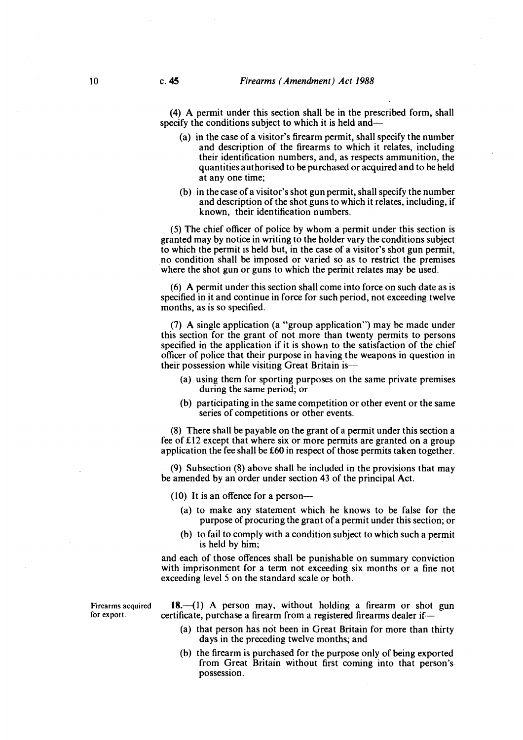(4) A permit under this section shall be in the prescribed form, shall specify the conditions subject to which it is held and—

- (a) in the case of a visitor's firearm permit, shall specify the number and description of the firearms to which it relates, including their identification numbers, and, as respects ammunition, the quantities authorised to be purchased or acquired and to be held at any one time;
- (b) in the case of a visitor's shot gun permit, shall specify the number and description of the shot guns to which it relates, including, if known, their identification numbers.

(5) The chief officer of police by whom a permit under this section is granted may by notice in writing to the holder vary the conditions subject to which the permit is held but, in the case of a visitor's shot gun permit, no condition shall be imposed or varied so as to restrict the premises where the shot gun or guns to which the permit relates may be used.

(6) A permit under this section shall come into force on such date as is specified in it and continue in force for such period, not exceeding twelve months, as is so specified.

(7) A single application (a "group application") may be made under this section for the grant of not more than twenty permits to persons specified in the application if it is shown to the satisfaction of the chief officer of police that their purpose in having the weapons in question in their possession while visiting Great Britain is—

- (a) using them for sporting purposes on the same private premises during the same period; or
- (b) participating in the same competition or other event or the same series of competitions or other events.

(8) There shall be payable on the grant of a permit under this section a fee of £12 except that where six or more permits are granted on a group application the fee shall be £60 in respect of those permits taken together.

(9) Subsection (8) above shall be included in the provisions that may be amended by an order under section 43 of the principal Act.

(10) It is an offence for a person—

- (a) to make any statement which he knows to be false for the purpose of procuring the grant of a permit under this section; or
- (b) to fail to comply with a condition subject to which such a permit is held by him;

and each of those offences shall be punishable on summary conviction with imprisonment for a term not exceeding six months or a fine not exceeding level 5 on the standard scale or both.

Firearms acquired for export.

**18.**—(1) A person may, without holding a firearm or shot gun certificate, purchase a firearm from a registered firearms dealer if—

- (a) that person has not been in Great Britain for more than thirty days in the preceding twelve months; and
- (b) the firearm is purchased for the purpose only of being exported from Great Britain without first coming into that person's possession.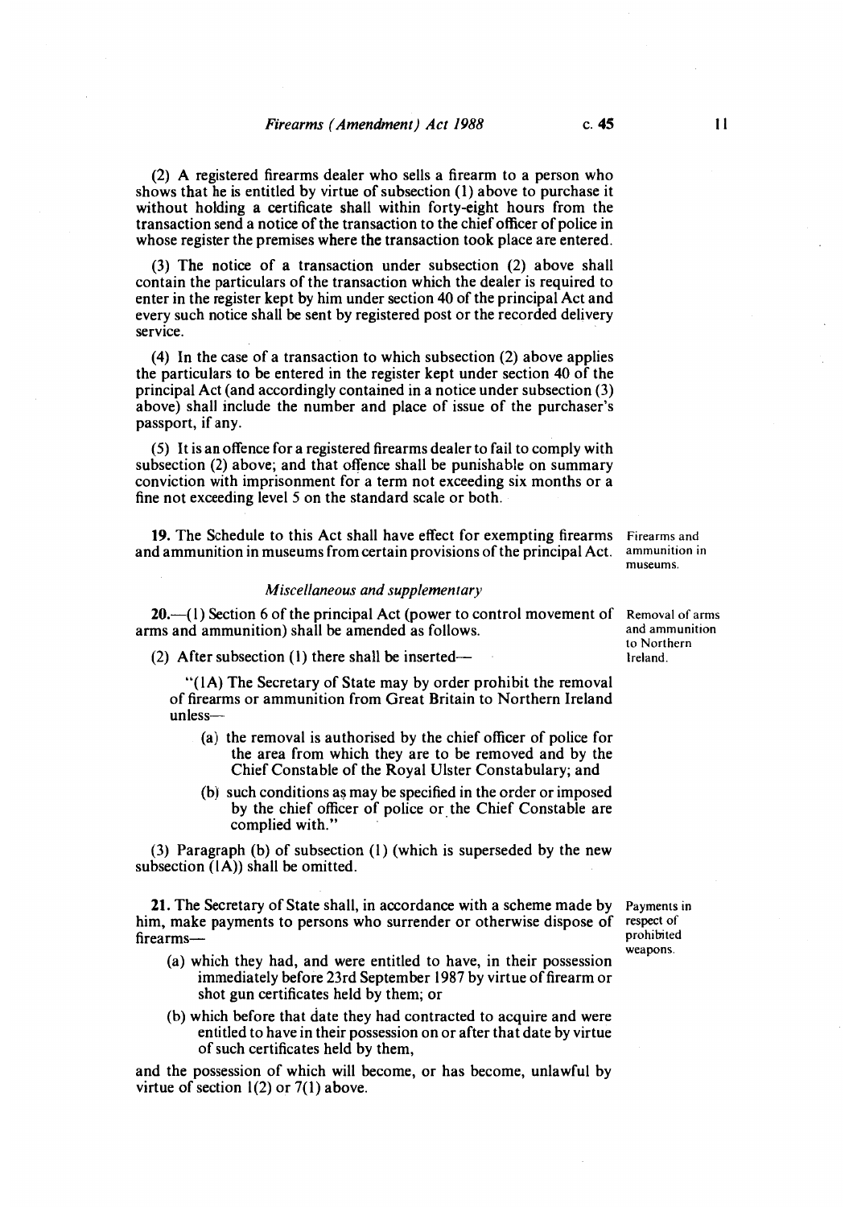(2) A registered firearms dealer who sells a firearm to a person who shows that he is entitled by virtue of subsection (1) above to purchase it without holding a certificate shall within forty-eight hours from the transaction send a notice of the transaction to the chief officer of police in whose register the premises where the transaction took place are entered.

(3) The notice of a transaction under subsection (2) above shall contain the particulars of the transaction which the dealer is required to enter in the register kept by him under section 40 of the principal Act and every such notice shall be sent by registered post or the recorded delivery service.

(4) In the case of a transaction to which subsection (2) above applies the particulars to be entered in the register kept under section 40 of the principal Act (and accordingly contained in a notice under subsection (3) above) shall include the number and place of issue of the purchaser's passport, if any.

(5) It is an offence for a registered firearms dealer to fail to comply with subsection (2) above; and that offence shall be punishable on summary conviction with imprisonment for a term not exceeding six months or a fine not exceeding level 5 on the standard scale or both.

*Firearms and ammunition in museums.*

**19.** The Schedule to this Act shall have effect for exempting firearms and ammunition in museums from certain provisions of the principal Act.

### *Miscellaneous and supplementary*

*Removal of arms and ammunition to Northern Ireland.*

**20.**—(1) Section 6 of the principal Act (power to control movement of arms and ammunition) shall be amended as follows.

(2) After subsection (1) there shall be inserted—

"(1A) The Secretary of State may by order prohibit the removal of firearms or ammunition from Great Britain to Northern Ireland unless—

(a) the removal is authorised by the chief officer of police for the area from which they are to be removed and by the Chief Constable of the Royal Ulster Constabulary; and

(b) such conditions as may be specified in the order or imposed by the chief officer of police or the Chief Constable are complied with."

(3) Paragraph (b) of subsection (1) (which is superseded by the new subsection (1A)) shall be omitted.

*Payments in respect of prohibited weapons.*

**21.** The Secretary of State shall, in accordance with a scheme made by him, make payments to persons who surrender or otherwise dispose of firearms—

(a) which they had, and were entitled to have, in their possession immediately before 23rd September 1987 by virtue of firearm or shot gun certificates held by them; or

(b) which before that date they had contracted to acquire and were entitled to have in their possession on or after that date by virtue of such certificates held by them,

and the possession of which will become, or has become, unlawful by virtue of section 1(2) or 7(1) above.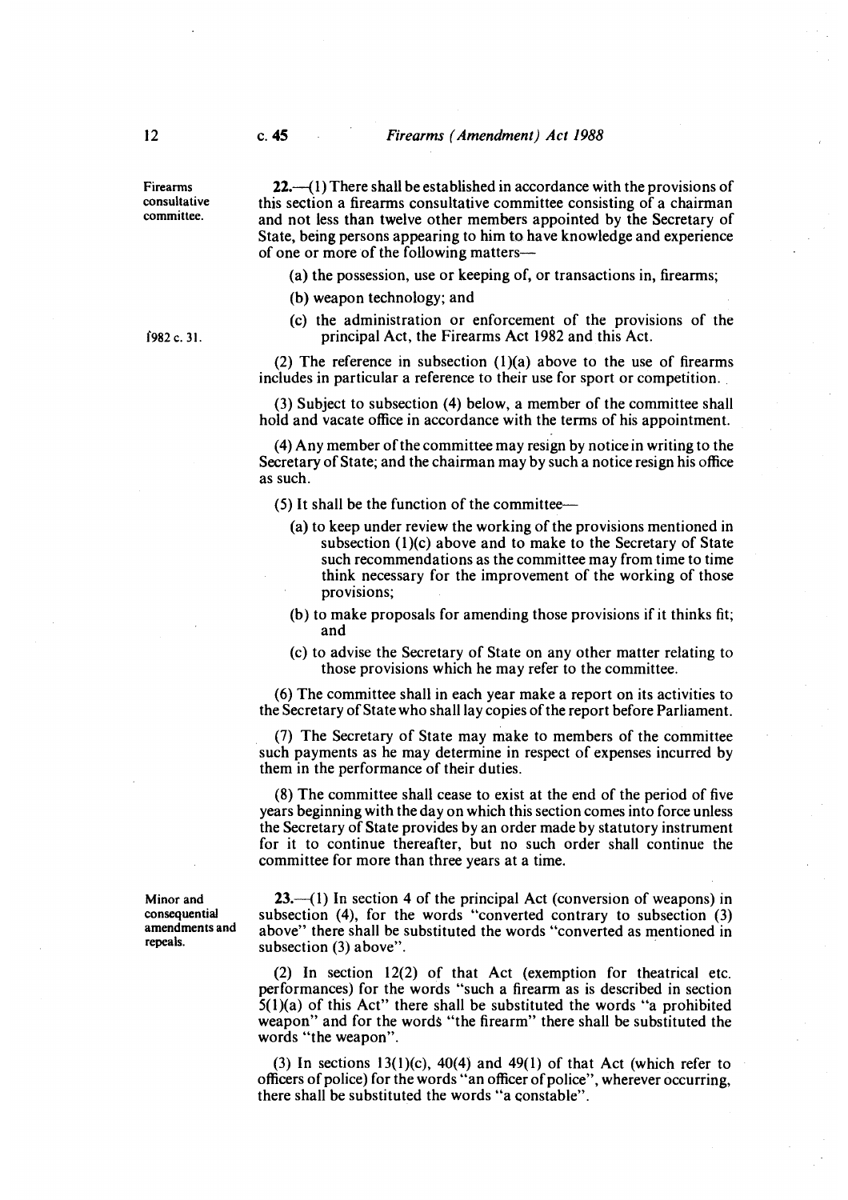**Firearms consultative committee.**

**22.**—(1) There shall be established in accordance with the provisions of this section a firearms consultative committee consisting of a chairman and not less than twelve other members appointed by the Secretary of State, being persons appearing to him to have knowledge and experience of one or more of the following matters—

(a) the possession, use or keeping of, or transactions in, firearms;

(b) weapon technology; and

(c) the administration or enforcement of the provisions of the principal Act, the Firearms Act 1982 and this Act.

1982 c. 31.

(2) The reference in subsection (1)(a) above to the use of firearms includes in particular a reference to their use for sport or competition.

(3) Subject to subsection (4) below, a member of the committee shall hold and vacate office in accordance with the terms of his appointment.

(4) Any member of the committee may resign by notice in writing to the Secretary of State; and the chairman may by such a notice resign his office as such.

(5) It shall be the function of the committee—

(a) to keep under review the working of the provisions mentioned in subsection (1)(c) above and to make to the Secretary of State such recommendations as the committee may from time to time think necessary for the improvement of the working of those provisions;

(b) to make proposals for amending those provisions if it thinks fit; and

(c) to advise the Secretary of State on any other matter relating to those provisions which he may refer to the committee.

(6) The committee shall in each year make a report on its activities to the Secretary of State who shall lay copies of the report before Parliament.

(7) The Secretary of State may make to members of the committee such payments as he may determine in respect of expenses incurred by them in the performance of their duties.

(8) The committee shall cease to exist at the end of the period of five years beginning with the day on which this section comes into force unless the Secretary of State provides by an order made by statutory instrument for it to continue thereafter, but no such order shall continue the committee for more than three years at a time.

**Minor and consequential amendments and repeals.**

**23.**—(1) In section 4 of the principal Act (conversion of weapons) in subsection (4), for the words "converted contrary to subsection (3) above" there shall be substituted the words "converted as mentioned in subsection (3) above".

(2) In section 12(2) of that Act (exemption for theatrical etc. performances) for the words "such a firearm as is described in section 5(1)(a) of this Act" there shall be substituted the words "a prohibited weapon" and for the words "the firearm" there shall be substituted the words "the weapon".

(3) In sections 13(1)(c), 40(4) and 49(1) of that Act (which refer to officers of police) for the words "an officer of police", wherever occurring, there shall be substituted the words "a constable".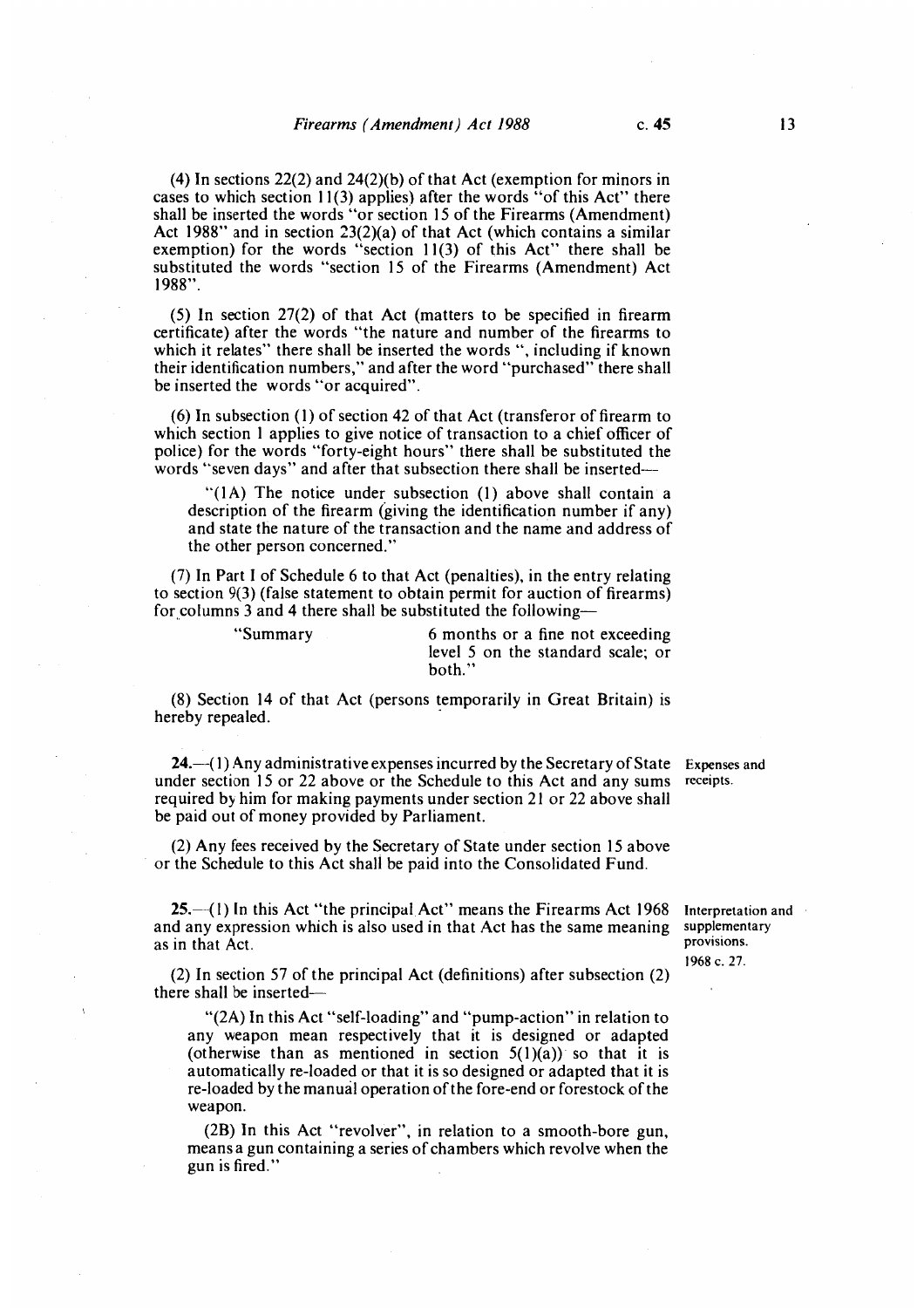(4) In sections 22(2) and 24(2)(b) of that Act (exemption for minors in cases to which section 11(3) applies) after the words "of this Act" there shall be inserted the words "or section 15 of the Firearms (Amendment) Act 1988" and in section 23(2)(a) of that Act (which contains a similar exemption) for the words "section 11(3) of this Act" there shall be substituted the words "section 15 of the Firearms (Amendment) Act 1988".

(5) In section 27(2) of that Act (matters to be specified in firearm certificate) after the words "the nature and number of the firearms to which it relates" there shall be inserted the words ", including if known their identification numbers," and after the word "purchased" there shall be inserted the words "or acquired".

(6) In subsection (1) of section 42 of that Act (transferor of firearm to which section 1 applies to give notice of transaction to a chief officer of police) for the words "forty-eight hours" there shall be substituted the words "seven days" and after that subsection there shall be inserted—

> "(1A) The notice under subsection (1) above shall contain a description of the firearm (giving the identification number if any) and state the nature of the transaction and the name and address of the other person concerned."

(7) In Part I of Schedule 6 to that Act (penalties), in the entry relating to section 9(3) (false statement to obtain permit for auction of firearms) for columns 3 and 4 there shall be substituted the following—

> "Summary — 6 months or a fine not exceeding level 5 on the standard scale; or both."

(8) Section 14 of that Act (persons temporarily in Great Britain) is hereby repealed.

**Expenses and receipts.**

**24.**—(1) Any administrative expenses incurred by the Secretary of State under section 15 or 22 above or the Schedule to this Act and any sums required by him for making payments under section 21 or 22 above shall be paid out of money provided by Parliament.

(2) Any fees received by the Secretary of State under section 15 above or the Schedule to this Act shall be paid into the Consolidated Fund.

**Interpretation and supplementary provisions.**

1968 c. 27.

**25.**—(1) In this Act "the principal Act" means the Firearms Act 1968 and any expression which is also used in that Act has the same meaning as in that Act.

(2) In section 57 of the principal Act (definitions) after subsection (2) there shall be inserted—

> "(2A) In this Act "self-loading" and "pump-action" in relation to any weapon mean respectively that it is designed or adapted (otherwise than as mentioned in section 5(1)(a)) so that it is automatically re-loaded or that it is so designed or adapted that it is re-loaded by the manual operation of the fore-end or forestock of the weapon.
>
> (2B) In this Act "revolver", in relation to a smooth-bore gun, means a gun containing a series of chambers which revolve when the gun is fired."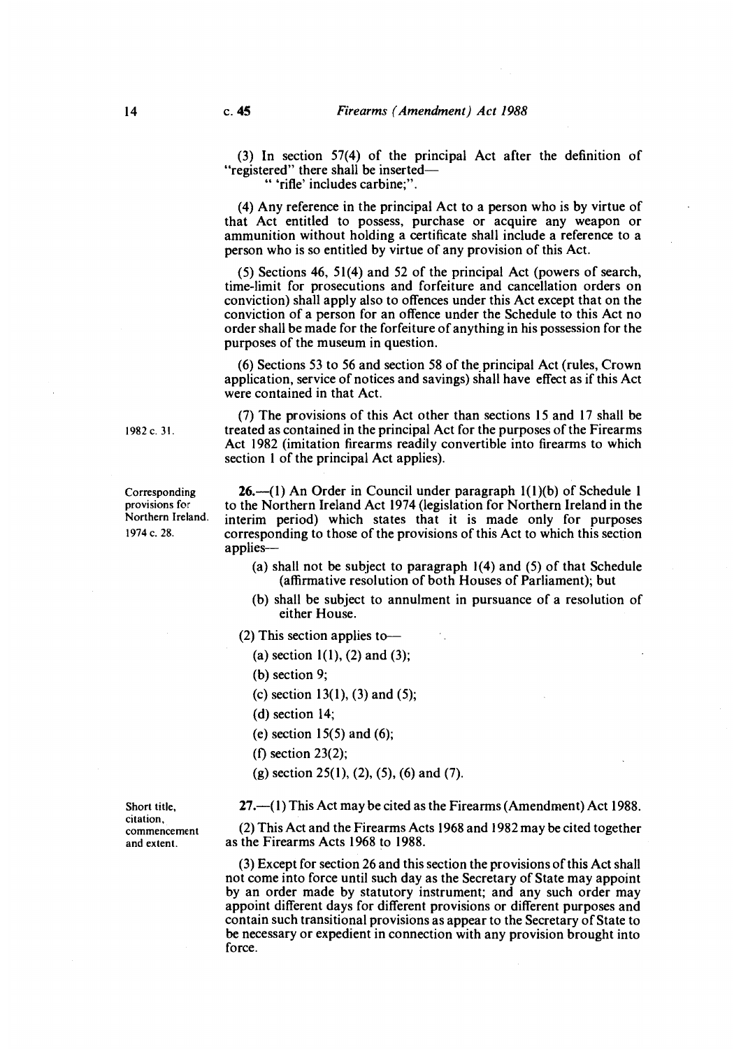(3) In section 57(4) of the principal Act after the definition of "registered" there shall be inserted—

" 'rifle' includes carbine;".

(4) Any reference in the principal Act to a person who is by virtue of that Act entitled to possess, purchase or acquire any weapon or ammunition without holding a certificate shall include a reference to a person who is so entitled by virtue of any provision of this Act.

(5) Sections 46, 51(4) and 52 of the principal Act (powers of search, time-limit for prosecutions and forfeiture and cancellation orders on conviction) shall apply also to offences under this Act except that on the conviction of a person for an offence under the Schedule to this Act no order shall be made for the forfeiture of anything in his possession for the purposes of the museum in question.

(6) Sections 53 to 56 and section 58 of the principal Act (rules, Crown application, service of notices and savings) shall have effect as if this Act were contained in that Act.

(7) The provisions of this Act other than sections 15 and 17 shall be treated as contained in the principal Act for the purposes of the Firearms Act 1982 (imitation firearms readily convertible into firearms to which section 1 of the principal Act applies).

1982 c. 31.

**Corresponding provisions for Northern Ireland.** 1974 c. 28.

**26.**—(1) An Order in Council under paragraph 1(1)(b) of Schedule 1 to the Northern Ireland Act 1974 (legislation for Northern Ireland in the interim period) which states that it is made only for purposes corresponding to those of the provisions of this Act to which this section applies—

(a) shall not be subject to paragraph 1(4) and (5) of that Schedule (affirmative resolution of both Houses of Parliament); but

(b) shall be subject to annulment in pursuance of a resolution of either House.

(2) This section applies to—

(a) section 1(1), (2) and (3);

(b) section 9;

(c) section 13(1), (3) and (5);

(d) section 14;

(e) section 15(5) and (6);

(f) section 23(2);

(g) section 25(1), (2), (5), (6) and (7).

**Short title, citation, commencement and extent.**

**27.**—(1) This Act may be cited as the Firearms (Amendment) Act 1988.

(2) This Act and the Firearms Acts 1968 and 1982 may be cited together as the Firearms Acts 1968 to 1988.

(3) Except for section 26 and this section the provisions of this Act shall not come into force until such day as the Secretary of State may appoint by an order made by statutory instrument; and any such order may appoint different days for different provisions or different purposes and contain such transitional provisions as appear to the Secretary of State to be necessary or expedient in connection with any provision brought into force.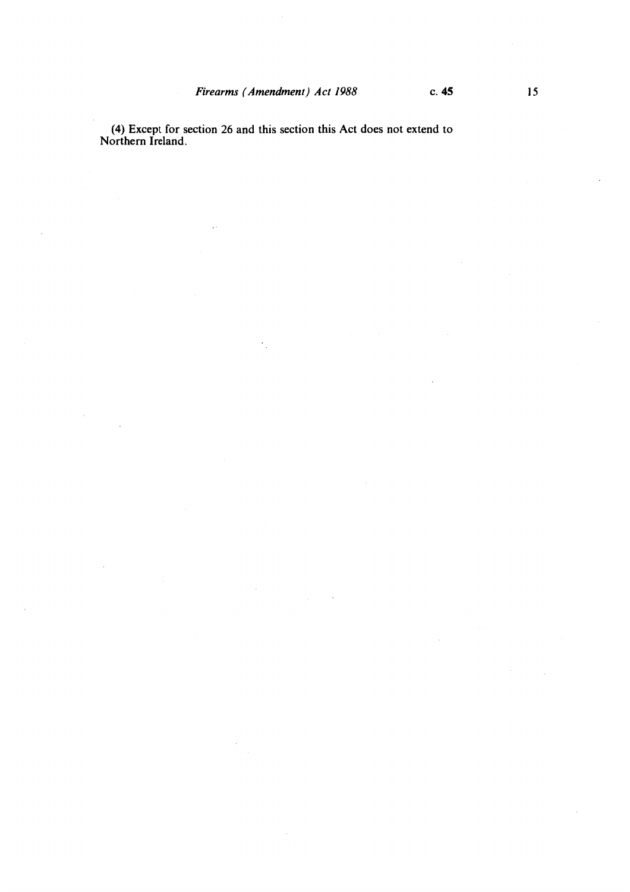(4) Except for section 26 and this section this Act does not extend to Northern Ireland.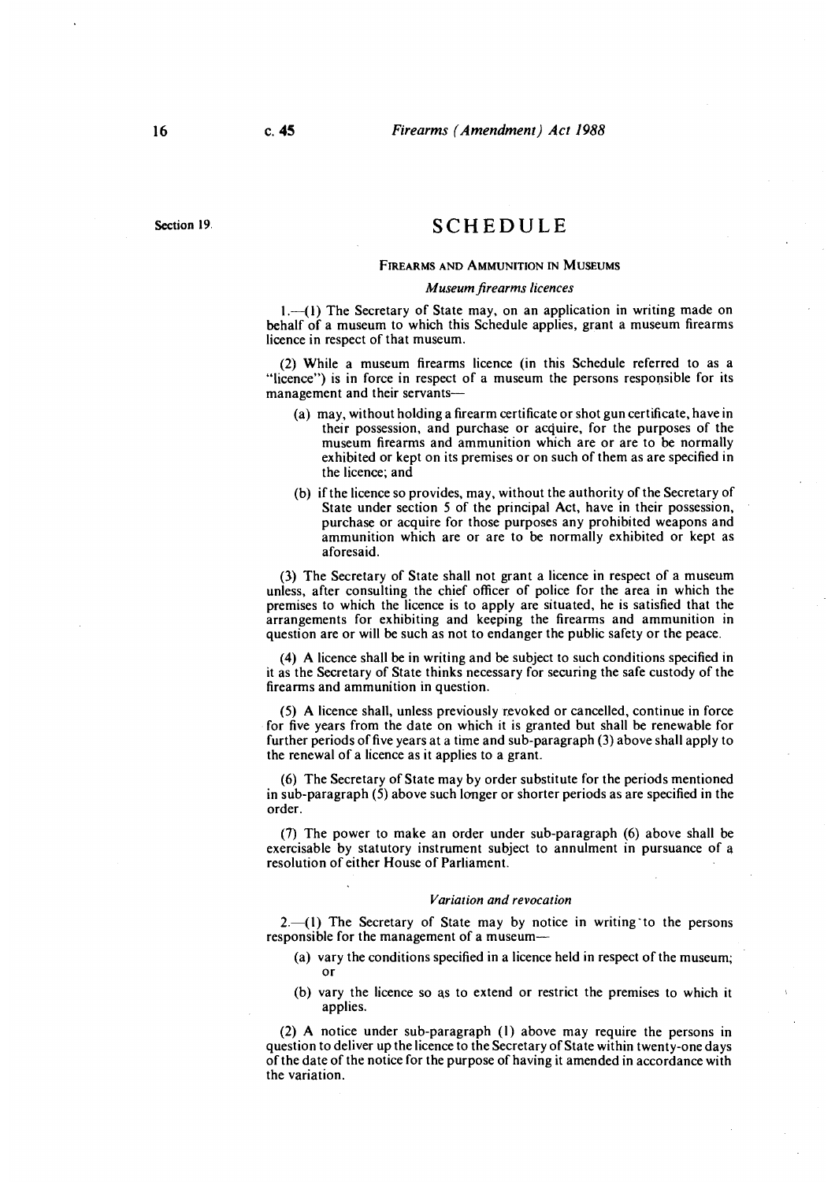Section 19.

# SCHEDULE

## FIREARMS AND AMMUNITION IN MUSEUMS

### *Museum firearms licences*

1.—(1) The Secretary of State may, on an application in writing made on behalf of a museum to which this Schedule applies, grant a museum firearms licence in respect of that museum.

(2) While a museum firearms licence (in this Schedule referred to as a "licence") is in force in respect of a museum the persons responsible for its management and their servants—

(a) may, without holding a firearm certificate or shot gun certificate, have in their possession, and purchase or acquire, for the purposes of the museum firearms and ammunition which are or are to be normally exhibited or kept on its premises or on such of them as are specified in the licence; and

(b) if the licence so provides, may, without the authority of the Secretary of State under section 5 of the principal Act, have in their possession, purchase or acquire for those purposes any prohibited weapons and ammunition which are or are to be normally exhibited or kept as aforesaid.

(3) The Secretary of State shall not grant a licence in respect of a museum unless, after consulting the chief officer of police for the area in which the premises to which the licence is to apply are situated, he is satisfied that the arrangements for exhibiting and keeping the firearms and ammunition in question are or will be such as not to endanger the public safety or the peace.

(4) A licence shall be in writing and be subject to such conditions specified in it as the Secretary of State thinks necessary for securing the safe custody of the firearms and ammunition in question.

(5) A licence shall, unless previously revoked or cancelled, continue in force for five years from the date on which it is granted but shall be renewable for further periods of five years at a time and sub-paragraph (3) above shall apply to the renewal of a licence as it applies to a grant.

(6) The Secretary of State may by order substitute for the periods mentioned in sub-paragraph (5) above such longer or shorter periods as are specified in the order.

(7) The power to make an order under sub-paragraph (6) above shall be exercisable by statutory instrument subject to annulment in pursuance of a resolution of either House of Parliament.

### *Variation and revocation*

2.—(1) The Secretary of State may by notice in writing to the persons responsible for the management of a museum—

(a) vary the conditions specified in a licence held in respect of the museum; or

(b) vary the licence so as to extend or restrict the premises to which it applies.

(2) A notice under sub-paragraph (1) above may require the persons in question to deliver up the licence to the Secretary of State within twenty-one days of the date of the notice for the purpose of having it amended in accordance with the variation.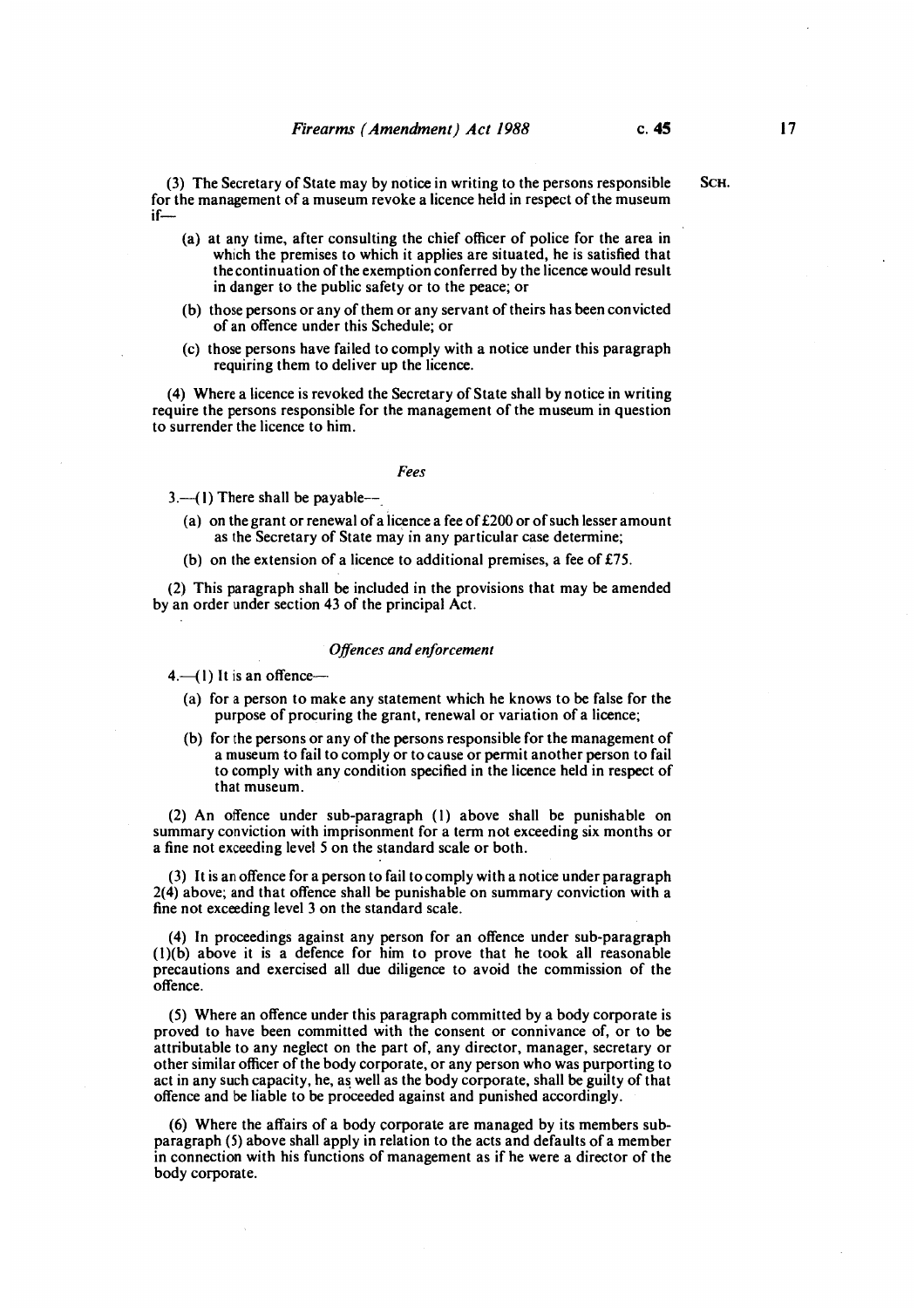(3) The Secretary of State may by notice in writing to the persons responsible for the management of a museum revoke a licence held in respect of the museum if—

(a) at any time, after consulting the chief officer of police for the area in which the premises to which it applies are situated, he is satisfied that the continuation of the exemption conferred by the licence would result in danger to the public safety or to the peace; or

(b) those persons or any of them or any servant of theirs has been convicted of an offence under this Schedule; or

(c) those persons have failed to comply with a notice under this paragraph requiring them to deliver up the licence.

(4) Where a licence is revoked the Secretary of State shall by notice in writing require the persons responsible for the management of the museum in question to surrender the licence to him.

### *Fees*

3.—(1) There shall be payable—

(a) on the grant or renewal of a licence a fee of £200 or of such lesser amount as the Secretary of State may in any particular case determine;

(b) on the extension of a licence to additional premises, a fee of £75.

(2) This paragraph shall be included in the provisions that may be amended by an order under section 43 of the principal Act.

### *Offences and enforcement*

4.—(1) It is an offence—

(a) for a person to make any statement which he knows to be false for the purpose of procuring the grant, renewal or variation of a licence;

(b) for the persons or any of the persons responsible for the management of a museum to fail to comply or to cause or permit another person to fail to comply with any condition specified in the licence held in respect of that museum.

(2) An offence under sub-paragraph (1) above shall be punishable on summary conviction with imprisonment for a term not exceeding six months or a fine not exceeding level 5 on the standard scale or both.

(3) It is an offence for a person to fail to comply with a notice under paragraph 2(4) above; and that offence shall be punishable on summary conviction with a fine not exceeding level 3 on the standard scale.

(4) In proceedings against any person for an offence under sub-paragraph (1)(b) above it is a defence for him to prove that he took all reasonable precautions and exercised all due diligence to avoid the commission of the offence.

(5) Where an offence under this paragraph committed by a body corporate is proved to have been committed with the consent or connivance of, or to be attributable to any neglect on the part of, any director, manager, secretary or other similar officer of the body corporate, or any person who was purporting to act in any such capacity, he, as well as the body corporate, shall be guilty of that offence and be liable to be proceeded against and punished accordingly.

(6) Where the affairs of a body corporate are managed by its members sub-paragraph (5) above shall apply in relation to the acts and defaults of a member in connection with his functions of management as if he were a director of the body corporate.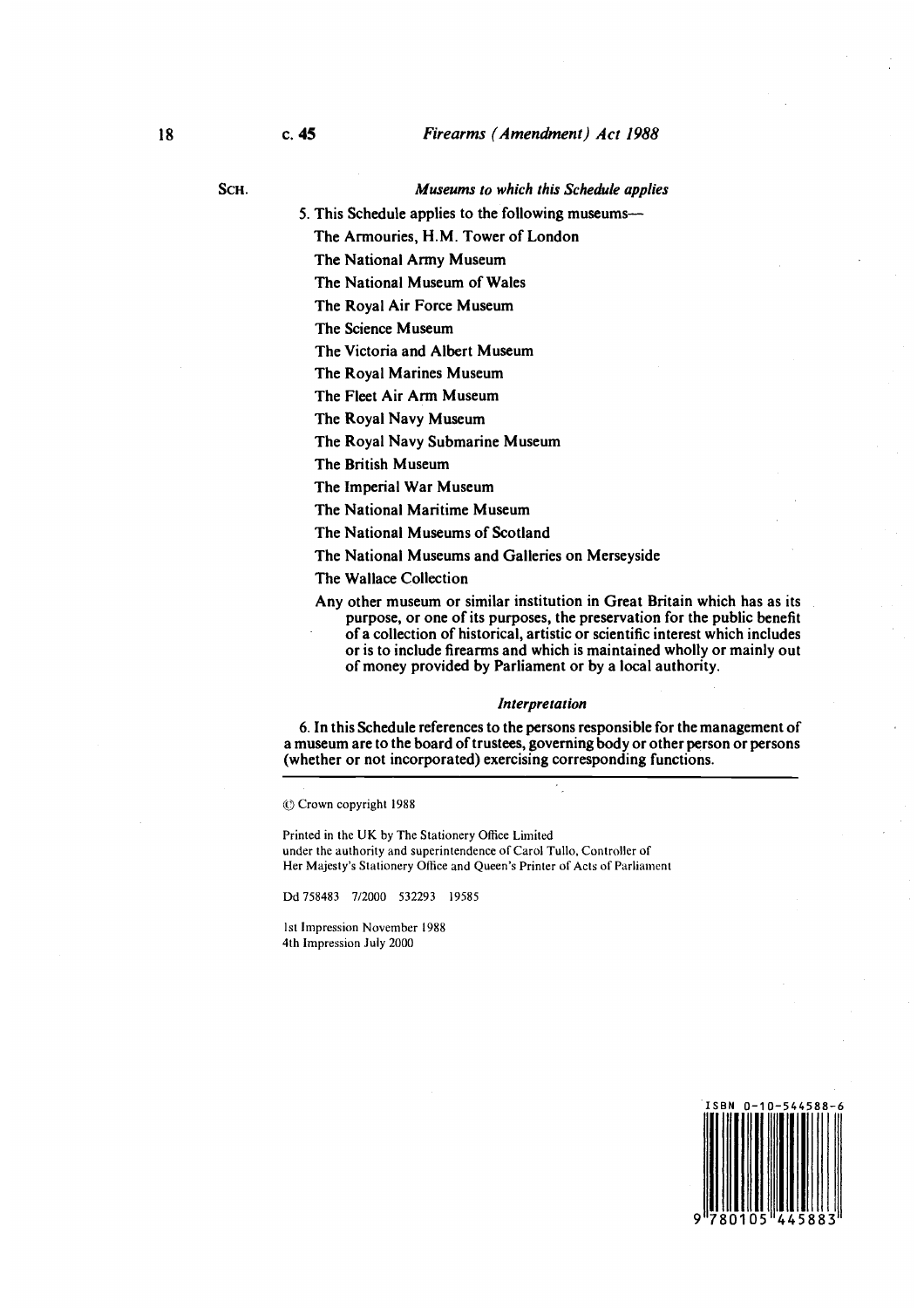SCH.

### *Museums to which this Schedule applies*

5. This Schedule applies to the following museums—

The Armouries, H.M. Tower of London

The National Army Museum

The National Museum of Wales

The Royal Air Force Museum

The Science Museum

The Victoria and Albert Museum

The Royal Marines Museum

The Fleet Air Arm Museum

The Royal Navy Museum

The Royal Navy Submarine Museum

The British Museum

The Imperial War Museum

The National Maritime Museum

The National Museums of Scotland

The National Museums and Galleries on Merseyside

The Wallace Collection

Any other museum or similar institution in Great Britain which has as its purpose, or one of its purposes, the preservation for the public benefit of a collection of historical, artistic or scientific interest which includes or is to include firearms and which is maintained wholly or mainly out of money provided by Parliament or by a local authority.

### *Interpretation*

6. In this Schedule references to the persons responsible for the management of a museum are to the board of trustees, governing body or other person or persons (whether or not incorporated) exercising corresponding functions.

---

© Crown copyright 1988

Printed in the UK by The Stationery Office Limited
under the authority and superintendence of Carol Tullo, Controller of
Her Majesty's Stationery Office and Queen's Printer of Acts of Parliament

Dd 758483 7/2000 532293 19585

1st Impression November 1988
4th Impression July 2000

ISBN 0-10-544588-6

9 780105 445883